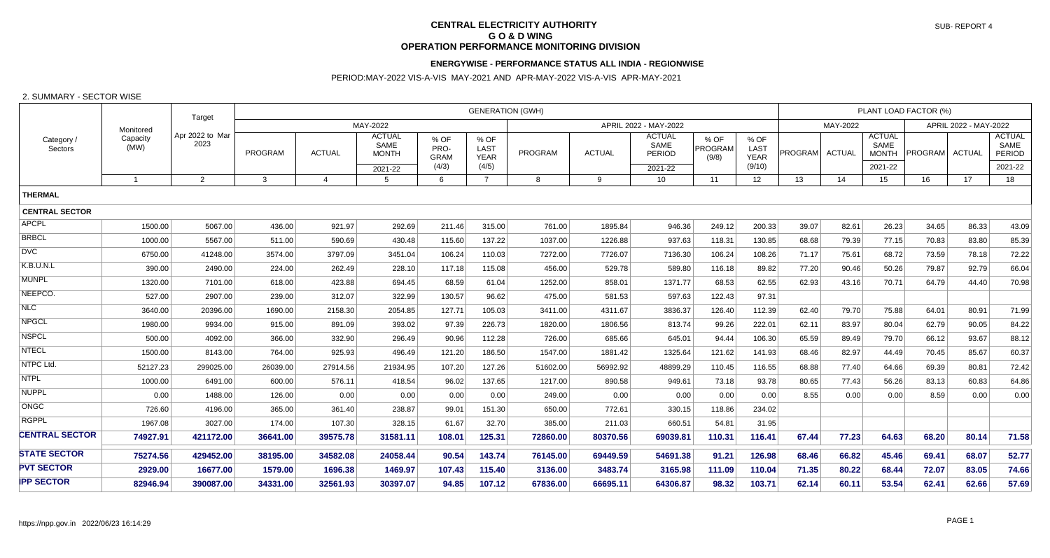SUB- REPORT 4

# CENTRAL ELECTRICITY AUTHORITY
## G O & D WING
## OPERATION PERFORMANCE MONITORING DIVISION

### ENERGYWISE - PERFORMANCE STATUS ALL INDIA - REGIONWISE

PERIOD:MAY-2022 VIS-A-VIS MAY-2021 AND APR-MAY-2022 VIS-A-VIS APR-MAY-2021

2. SUMMARY - SECTOR WISE

| Category / Sectors | Monitored Capacity (MW) | Target Apr 2022 to Mar 2023 | GENERATION (GWH) | | | | | | | | | | PLANT LOAD FACTOR (%) | | | | | |
|---|---|---|---|---|---|---|---|---|---|---|---|---|---|---|---|---|---|---|
| | | | MAY-2022 | | | | | APRIL 2022 - MAY-2022 | | | | | MAY-2022 | | | APRIL 2022 - MAY-2022 | | |
| | | | PROGRAM | ACTUAL | ACTUAL SAME MONTH 2021-22 | % OF PRO-GRAM (4/3) | % OF LAST YEAR (4/5) | PROGRAM | ACTUAL | ACTUAL SAME PERIOD 2021-22 | % OF PROGRAM (9/8) | % OF LAST YEAR (9/10) | PROGRAM | ACTUAL | ACTUAL SAME MONTH 2021-22 | PROGRAM | ACTUAL | ACTUAL SAME PERIOD 2021-22 |
| | 1 | 2 | 3 | 4 | 5 | 6 | 7 | 8 | 9 | 10 | 11 | 12 | 13 | 14 | 15 | 16 | 17 | 18 |
| **THERMAL** | | | | | | | | | | | | | | | | | | |
| **CENTRAL SECTOR** | | | | | | | | | | | | | | | | | | |
| APCPL | 1500.00 | 5067.00 | 436.00 | 921.97 | 292.69 | 211.46 | 315.00 | 761.00 | 1895.84 | 946.36 | 249.12 | 200.33 | 39.07 | 82.61 | 26.23 | 34.65 | 86.33 | 43.09 |
| BRBCL | 1000.00 | 5567.00 | 511.00 | 590.69 | 430.48 | 115.60 | 137.22 | 1037.00 | 1226.88 | 937.63 | 118.31 | 130.85 | 68.68 | 79.39 | 77.15 | 70.83 | 83.80 | 85.39 |
| DVC | 6750.00 | 41248.00 | 3574.00 | 3797.09 | 3451.04 | 106.24 | 110.03 | 7272.00 | 7726.07 | 7136.30 | 106.24 | 108.26 | 71.17 | 75.61 | 68.72 | 73.59 | 78.18 | 72.22 |
| K.B.U.N.L | 390.00 | 2490.00 | 224.00 | 262.49 | 228.10 | 117.18 | 115.08 | 456.00 | 529.78 | 589.80 | 116.18 | 89.82 | 77.20 | 90.46 | 50.26 | 79.87 | 92.79 | 66.04 |
| MUNPL | 1320.00 | 7101.00 | 618.00 | 423.88 | 694.45 | 68.59 | 61.04 | 1252.00 | 858.01 | 1371.77 | 68.53 | 62.55 | 62.93 | 43.16 | 70.71 | 64.79 | 44.40 | 70.98 |
| NEEPCO. | 527.00 | 2907.00 | 239.00 | 312.07 | 322.99 | 130.57 | 96.62 | 475.00 | 581.53 | 597.63 | 122.43 | 97.31 | | | | | | |
| NLC | 3640.00 | 20396.00 | 1690.00 | 2158.30 | 2054.85 | 127.71 | 105.03 | 3411.00 | 4311.67 | 3836.37 | 126.40 | 112.39 | 62.40 | 79.70 | 75.88 | 64.01 | 80.91 | 71.99 |
| NPGCL | 1980.00 | 9934.00 | 915.00 | 891.09 | 393.02 | 97.39 | 226.73 | 1820.00 | 1806.56 | 813.74 | 99.26 | 222.01 | 62.11 | 83.97 | 80.04 | 62.79 | 90.05 | 84.22 |
| NSPCL | 500.00 | 4092.00 | 366.00 | 332.90 | 296.49 | 90.96 | 112.28 | 726.00 | 685.66 | 645.01 | 94.44 | 106.30 | 65.59 | 89.49 | 79.70 | 66.12 | 93.67 | 88.12 |
| NTECL | 1500.00 | 8143.00 | 764.00 | 925.93 | 496.49 | 121.20 | 186.50 | 1547.00 | 1881.42 | 1325.64 | 121.62 | 141.93 | 68.46 | 82.97 | 44.49 | 70.45 | 85.67 | 60.37 |
| NTPC Ltd. | 52127.23 | 299025.00 | 26039.00 | 27914.56 | 21934.95 | 107.20 | 127.26 | 51602.00 | 56992.92 | 48899.29 | 110.45 | 116.55 | 68.88 | 77.40 | 64.66 | 69.39 | 80.81 | 72.42 |
| NTPL | 1000.00 | 6491.00 | 600.00 | 576.11 | 418.54 | 96.02 | 137.65 | 1217.00 | 890.58 | 949.61 | 73.18 | 93.78 | 80.65 | 77.43 | 56.26 | 83.13 | 60.83 | 64.86 |
| NUPPL | 0.00 | 1488.00 | 126.00 | 0.00 | 0.00 | 0.00 | 0.00 | 249.00 | 0.00 | 0.00 | 0.00 | 0.00 | 8.55 | 0.00 | 0.00 | 8.59 | 0.00 | 0.00 |
| ONGC | 726.60 | 4196.00 | 365.00 | 361.40 | 238.87 | 99.01 | 151.30 | 650.00 | 772.61 | 330.15 | 118.86 | 234.02 | | | | | | |
| RGPPL | 1967.08 | 3027.00 | 174.00 | 107.30 | 328.15 | 61.67 | 32.70 | 385.00 | 211.03 | 660.51 | 54.81 | 31.95 | | | | | | |
| **CENTRAL SECTOR** | **74927.91** | **421172.00** | **36641.00** | **39575.78** | **31581.11** | **108.01** | **125.31** | **72860.00** | **80370.56** | **69039.81** | **110.31** | **116.41** | **67.44** | **77.23** | **64.63** | **68.20** | **80.14** | **71.58** |
| **STATE SECTOR** | **75274.56** | **429452.00** | **38195.00** | **34582.08** | **24058.44** | **90.54** | **143.74** | **76145.00** | **69449.59** | **54691.38** | **91.21** | **126.98** | **68.46** | **66.82** | **45.46** | **69.41** | **68.07** | **52.77** |
| **PVT SECTOR** | **2929.00** | **16677.00** | **1579.00** | **1696.38** | **1469.97** | **107.43** | **115.40** | **3136.00** | **3483.74** | **3165.98** | **111.09** | **110.04** | **71.35** | **80.22** | **68.44** | **72.07** | **83.05** | **74.66** |
| **IPP SECTOR** | **82946.94** | **390087.00** | **34331.00** | **32561.93** | **30397.07** | **94.85** | **107.12** | **67836.00** | **66695.11** | **64306.87** | **98.32** | **103.71** | **62.14** | **60.11** | **53.54** | **62.41** | **62.66** | **57.69** |

https://npp.gov.in 2022/06/23 16:14:29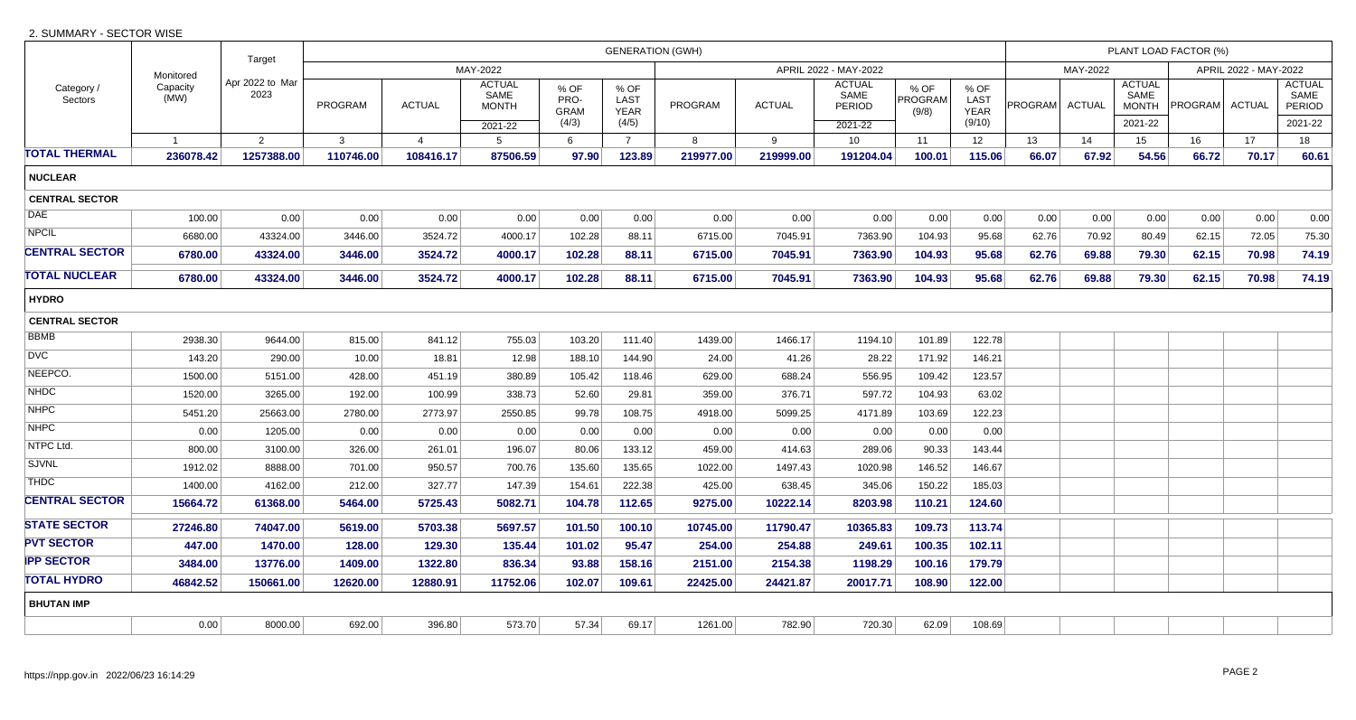2. SUMMARY - SECTOR WISE

| Category / Sectors | Monitored Capacity (MW) | Target Apr 2022 to Mar 2023 | GENERATION (GWH) MAY-2022 PROGRAM | MAY-2022 ACTUAL | MAY-2022 ACTUAL SAME MONTH 2021-22 | % OF PRO-GRAM (4/3) | % OF LAST YEAR (4/5) | APRIL 2022 - MAY-2022 PROGRAM | APRIL 2022 - MAY-2022 ACTUAL | ACTUAL SAME PERIOD 2021-22 | % OF PROGRAM (9/8) | % OF LAST YEAR (9/10) | PLANT LOAD FACTOR (%) MAY-2022 PROGRAM | MAY-2022 ACTUAL | ACTUAL SAME MONTH 2021-22 | APRIL 2022 - MAY-2022 PROGRAM | ACTUAL | ACTUAL SAME PERIOD 2021-22 |
|---|---|---|---|---|---|---|---|---|---|---|---|---|---|---|---|---|---|---|
| | 1 | 2 | 3 | 4 | 5 | 6 | 7 | 8 | 9 | 10 | 11 | 12 | 13 | 14 | 15 | 16 | 17 | 18 |
| **TOTAL THERMAL** | **236078.42** | **1257388.00** | **110746.00** | **108416.17** | **87506.59** | **97.90** | **123.89** | **219977.00** | **219999.00** | **191204.04** | **100.01** | **115.06** | **66.07** | **67.92** | **54.56** | **66.72** | **70.17** | **60.61** |
| **NUCLEAR** | | | | | | | | | | | | | | | | | | |
| **CENTRAL SECTOR** | | | | | | | | | | | | | | | | | | |
| DAE | 100.00 | 0.00 | 0.00 | 0.00 | 0.00 | 0.00 | 0.00 | 0.00 | 0.00 | 0.00 | 0.00 | 0.00 | 0.00 | 0.00 | 0.00 | 0.00 | 0.00 | 0.00 |
| NPCIL | 6680.00 | 43324.00 | 3446.00 | 3524.72 | 4000.17 | 102.28 | 88.11 | 6715.00 | 7045.91 | 7363.90 | 104.93 | 95.68 | 62.76 | 70.92 | 80.49 | 62.15 | 72.05 | 75.30 |
| **CENTRAL SECTOR** | **6780.00** | **43324.00** | **3446.00** | **3524.72** | **4000.17** | **102.28** | **88.11** | **6715.00** | **7045.91** | **7363.90** | **104.93** | **95.68** | **62.76** | **69.88** | **79.30** | **62.15** | **70.98** | **74.19** |
| **TOTAL NUCLEAR** | **6780.00** | **43324.00** | **3446.00** | **3524.72** | **4000.17** | **102.28** | **88.11** | **6715.00** | **7045.91** | **7363.90** | **104.93** | **95.68** | **62.76** | **69.88** | **79.30** | **62.15** | **70.98** | **74.19** |
| **HYDRO** | | | | | | | | | | | | | | | | | | |
| **CENTRAL SECTOR** | | | | | | | | | | | | | | | | | | |
| BBMB | 2938.30 | 9644.00 | 815.00 | 841.12 | 755.03 | 103.20 | 111.40 | 1439.00 | 1466.17 | 1194.10 | 101.89 | 122.78 | | | | | | |
| DVC | 143.20 | 290.00 | 10.00 | 18.81 | 12.98 | 188.10 | 144.90 | 24.00 | 41.26 | 28.22 | 171.92 | 146.21 | | | | | | |
| NEEPCO. | 1500.00 | 5151.00 | 428.00 | 451.19 | 380.89 | 105.42 | 118.46 | 629.00 | 688.24 | 556.95 | 109.42 | 123.57 | | | | | | |
| NHDC | 1520.00 | 3265.00 | 192.00 | 100.99 | 338.73 | 52.60 | 29.81 | 359.00 | 376.71 | 597.72 | 104.93 | 63.02 | | | | | | |
| NHPC | 5451.20 | 25663.00 | 2780.00 | 2773.97 | 2550.85 | 99.78 | 108.75 | 4918.00 | 5099.25 | 4171.89 | 103.69 | 122.23 | | | | | | |
| NHPC | 0.00 | 1205.00 | 0.00 | 0.00 | 0.00 | 0.00 | 0.00 | 0.00 | 0.00 | 0.00 | 0.00 | 0.00 | | | | | | |
| NTPC Ltd. | 800.00 | 3100.00 | 326.00 | 261.01 | 196.07 | 80.06 | 133.12 | 459.00 | 414.63 | 289.06 | 90.33 | 143.44 | | | | | | |
| SJVNL | 1912.02 | 8888.00 | 701.00 | 950.57 | 700.76 | 135.60 | 135.65 | 1022.00 | 1497.43 | 1020.98 | 146.52 | 146.67 | | | | | | |
| THDC | 1400.00 | 4162.00 | 212.00 | 327.77 | 147.39 | 154.61 | 222.38 | 425.00 | 638.45 | 345.06 | 150.22 | 185.03 | | | | | | |
| **CENTRAL SECTOR** | **15664.72** | **61368.00** | **5464.00** | **5725.43** | **5082.71** | **104.78** | **112.65** | **9275.00** | **10222.14** | **8203.98** | **110.21** | **124.60** | | | | | | |
| **STATE SECTOR** | **27246.80** | **74047.00** | **5619.00** | **5703.38** | **5697.57** | **101.50** | **100.10** | **10745.00** | **11790.47** | **10365.83** | **109.73** | **113.74** | | | | | | |
| **PVT SECTOR** | **447.00** | **1470.00** | **128.00** | **129.30** | **135.44** | **101.02** | **95.47** | **254.00** | **254.88** | **249.61** | **100.35** | **102.11** | | | | | | |
| **IPP SECTOR** | **3484.00** | **13776.00** | **1409.00** | **1322.80** | **836.34** | **93.88** | **158.16** | **2151.00** | **2154.38** | **1198.29** | **100.16** | **179.79** | | | | | | |
| **TOTAL HYDRO** | **46842.52** | **150661.00** | **12620.00** | **12880.91** | **11752.06** | **102.07** | **109.61** | **22425.00** | **24421.87** | **20017.71** | **108.90** | **122.00** | | | | | | |
| **BHUTAN IMP** | | | | | | | | | | | | | | | | | | |
| | 0.00 | 8000.00 | 692.00 | 396.80 | 573.70 | 57.34 | 69.17 | 1261.00 | 782.90 | 720.30 | 62.09 | 108.69 | | | | | | |

https://npp.gov.in 2022/06/23 16:14:29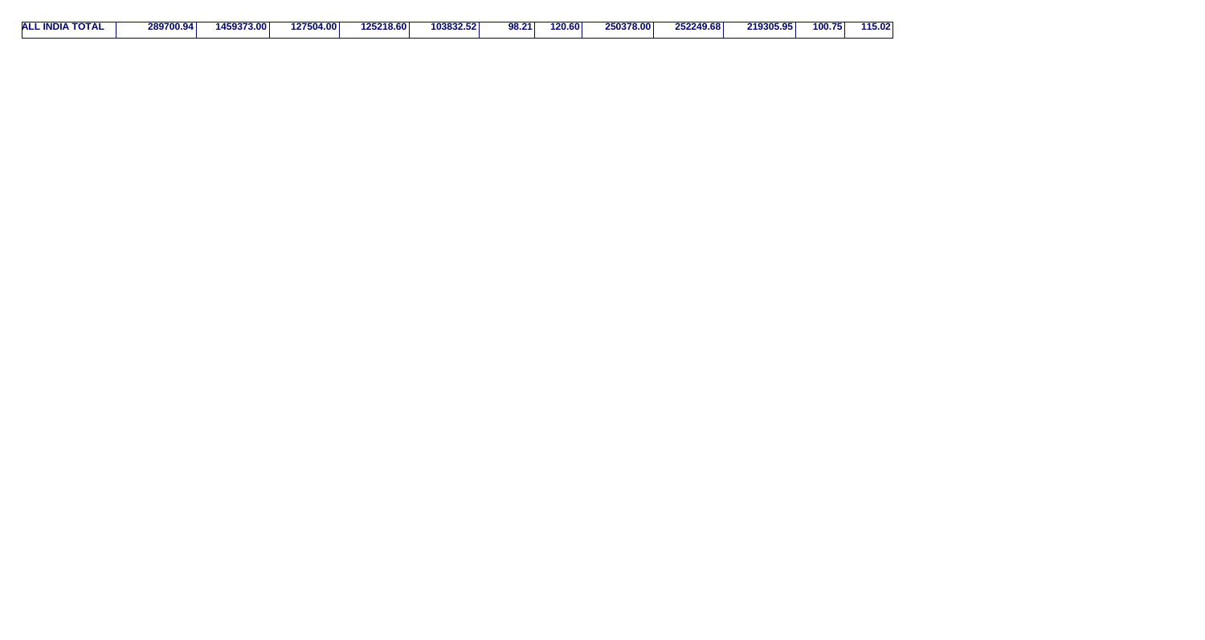| | | | | | | | | | | | |
|---|---|---|---|---|---|---|---|---|---|---|---|
| **ALL INDIA TOTAL** | **289700.94** | **1459373.00** | **127504.00** | **125218.60** | **103832.52** | **98.21** | **120.60** | **250378.00** | **252249.68** | **219305.95** | **100.75** | **115.02** |

| | | | | | | | | | | | | |
|---|---|---|---|---|---|---|---|---|---|---|---|---|
| **ALL INDIA TOTAL** | **289700.94** | **1459373.00** | **127504.00** | **125218.60** | **103832.52** | **98.21** | **120.60** | **250378.00** | **252249.68** | **219305.95** | **100.75** | **115.02** |